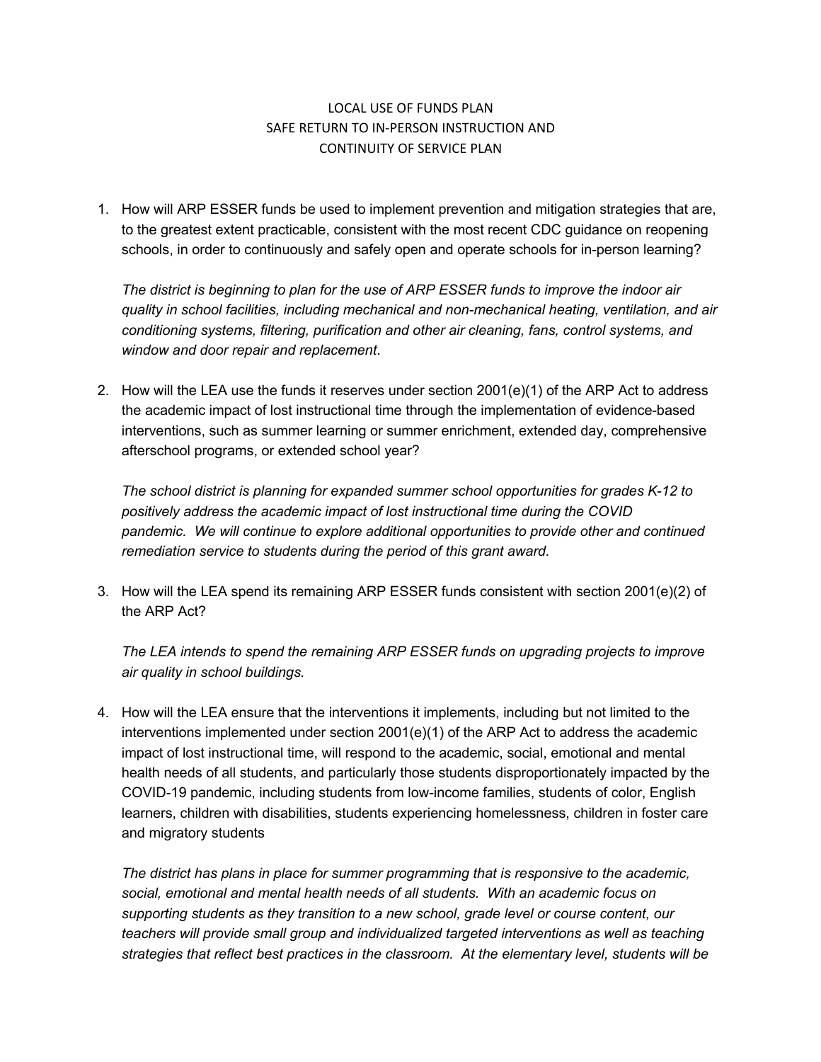# LOCAL USE OF FUNDS PLAN
# SAFE RETURN TO IN-PERSON INSTRUCTION AND
# CONTINUITY OF SERVICE PLAN

1. How will ARP ESSER funds be used to implement prevention and mitigation strategies that are, to the greatest extent practicable, consistent with the most recent CDC guidance on reopening schools, in order to continuously and safely open and operate schools for in-person learning?

   *The district is beginning to plan for the use of ARP ESSER funds to improve the indoor air quality in school facilities, including mechanical and non-mechanical heating, ventilation, and air conditioning systems, filtering, purification and other air cleaning, fans, control systems, and window and door repair and replacement*.

2. How will the LEA use the funds it reserves under section 2001(e)(1) of the ARP Act to address the academic impact of lost instructional time through the implementation of evidence-based interventions, such as summer learning or summer enrichment, extended day, comprehensive afterschool programs, or extended school year?

   *The school district is planning for expanded summer school opportunities for grades K-12 to positively address the academic impact of lost instructional time during the COVID pandemic. We will continue to explore additional opportunities to provide other and continued remediation service to students during the period of this grant award.*

3. How will the LEA spend its remaining ARP ESSER funds consistent with section 2001(e)(2) of the ARP Act?

   *The LEA intends to spend the remaining ARP ESSER funds on upgrading projects to improve air quality in school buildings.*

4. How will the LEA ensure that the interventions it implements, including but not limited to the interventions implemented under section 2001(e)(1) of the ARP Act to address the academic impact of lost instructional time, will respond to the academic, social, emotional and mental health needs of all students, and particularly those students disproportionately impacted by the COVID-19 pandemic, including students from low-income families, students of color, English learners, children with disabilities, students experiencing homelessness, children in foster care and migratory students

   *The district has plans in place for summer programming that is responsive to the academic, social, emotional and mental health needs of all students. With an academic focus on supporting students as they transition to a new school, grade level or course content, our teachers will provide small group and individualized targeted interventions as well as teaching strategies that reflect best practices in the classroom. At the elementary level, students will be*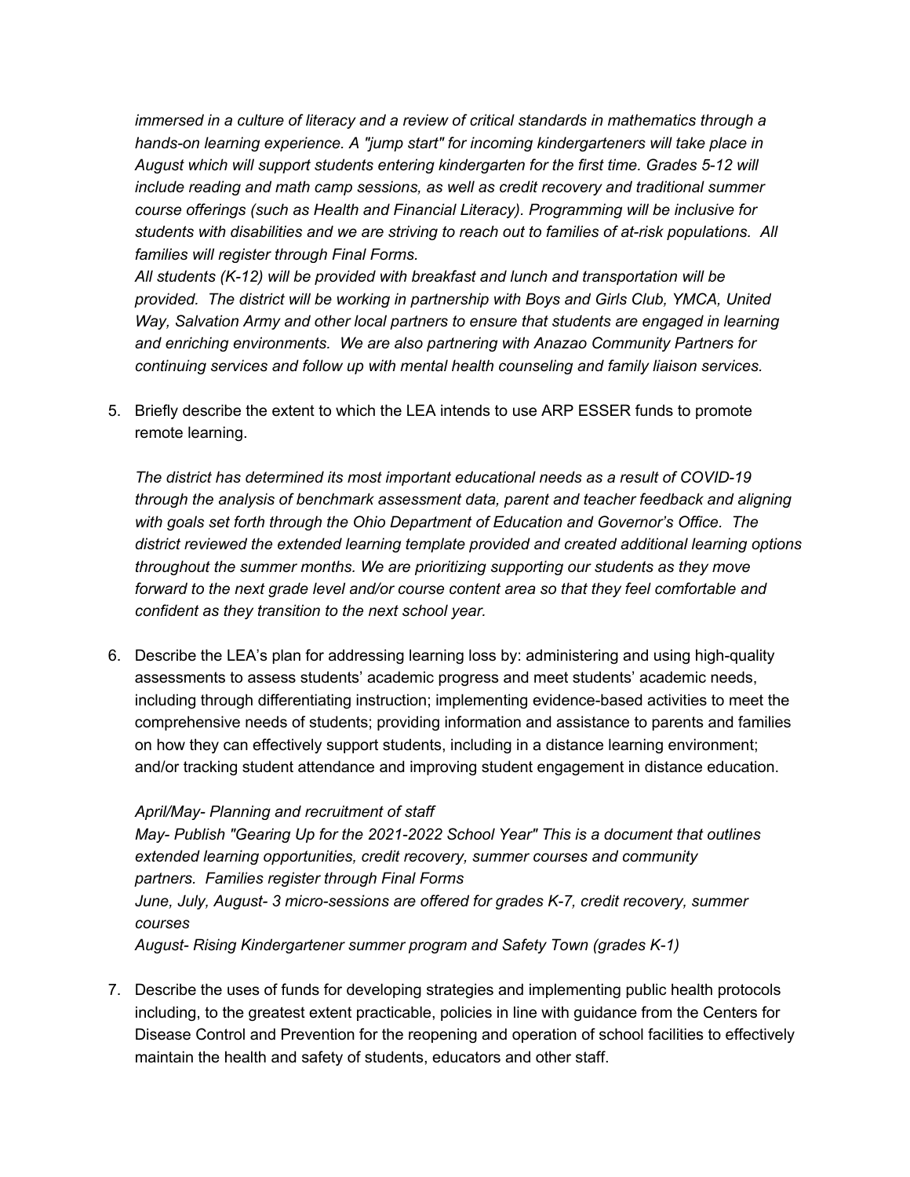*immersed in a culture of literacy and a review of critical standards in mathematics through a hands-on learning experience. A "jump start" for incoming kindergarteners will take place in August which will support students entering kindergarten for the first time. Grades 5-12 will include reading and math camp sessions, as well as credit recovery and traditional summer course offerings (such as Health and Financial Literacy). Programming will be inclusive for students with disabilities and we are striving to reach out to families of at-risk populations. All families will register through Final Forms.*

*All students (K-12) will be provided with breakfast and lunch and transportation will be provided. The district will be working in partnership with Boys and Girls Club, YMCA, United Way, Salvation Army and other local partners to ensure that students are engaged in learning and enriching environments. We are also partnering with Anazao Community Partners for continuing services and follow up with mental health counseling and family liaison services.*

5. Briefly describe the extent to which the LEA intends to use ARP ESSER funds to promote remote learning.

   *The district has determined its most important educational needs as a result of COVID-19 through the analysis of benchmark assessment data, parent and teacher feedback and aligning with goals set forth through the Ohio Department of Education and Governor's Office. The district reviewed the extended learning template provided and created additional learning options throughout the summer months. We are prioritizing supporting our students as they move forward to the next grade level and/or course content area so that they feel comfortable and confident as they transition to the next school year.*

6. Describe the LEA's plan for addressing learning loss by: administering and using high-quality assessments to assess students' academic progress and meet students' academic needs, including through differentiating instruction; implementing evidence-based activities to meet the comprehensive needs of students; providing information and assistance to parents and families on how they can effectively support students, including in a distance learning environment; and/or tracking student attendance and improving student engagement in distance education.

   *April/May- Planning and recruitment of staff*
   *May- Publish "Gearing Up for the 2021-2022 School Year" This is a document that outlines extended learning opportunities, credit recovery, summer courses and community partners. Families register through Final Forms*
   *June, July, August- 3 micro-sessions are offered for grades K-7, credit recovery, summer courses*
   *August- Rising Kindergartener summer program and Safety Town (grades K-1)*

7. Describe the uses of funds for developing strategies and implementing public health protocols including, to the greatest extent practicable, policies in line with guidance from the Centers for Disease Control and Prevention for the reopening and operation of school facilities to effectively maintain the health and safety of students, educators and other staff.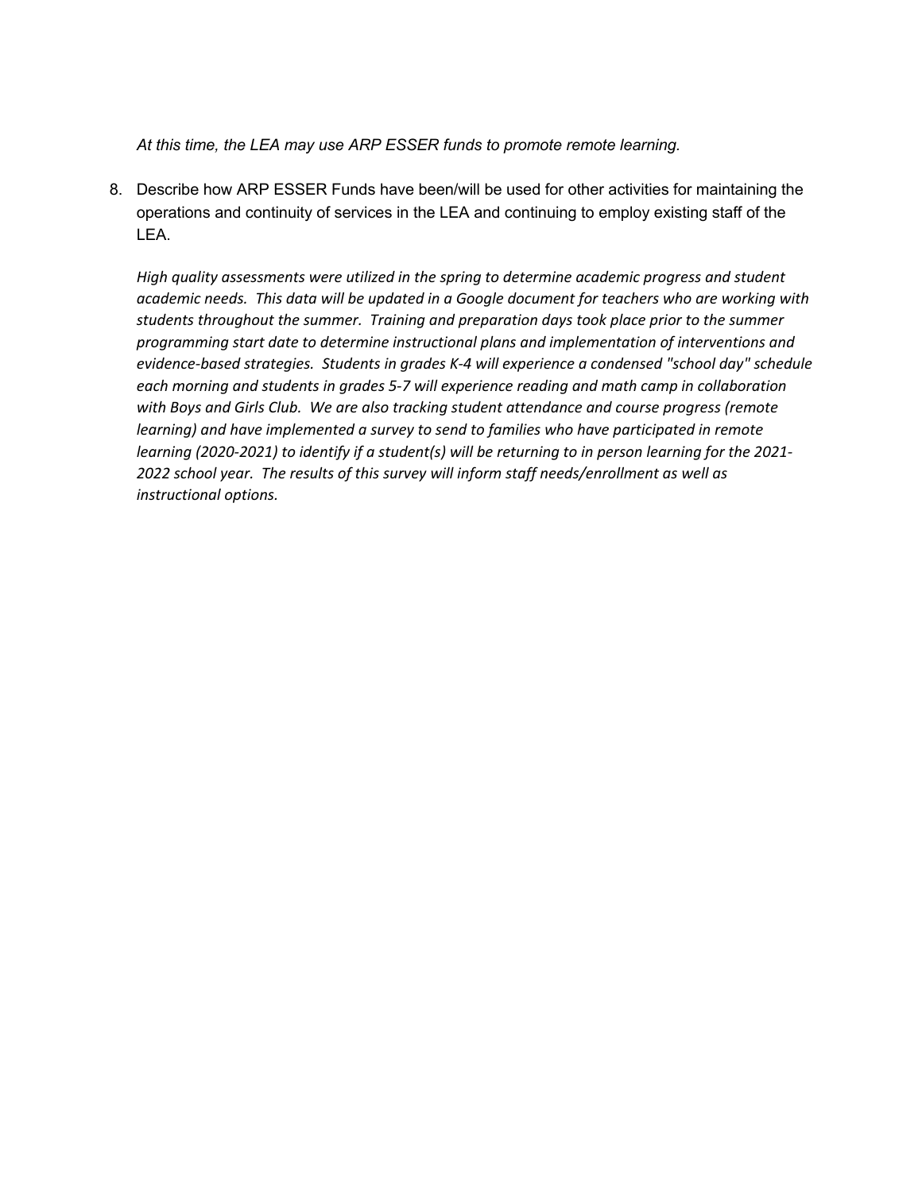*At this time, the LEA may use ARP ESSER funds to promote remote learning.*

8. Describe how ARP ESSER Funds have been/will be used for other activities for maintaining the operations and continuity of services in the LEA and continuing to employ existing staff of the LEA.

   *High quality assessments were utilized in the spring to determine academic progress and student academic needs. This data will be updated in a Google document for teachers who are working with students throughout the summer. Training and preparation days took place prior to the summer programming start date to determine instructional plans and implementation of interventions and evidence-based strategies. Students in grades K-4 will experience a condensed "school day" schedule each morning and students in grades 5-7 will experience reading and math camp in collaboration with Boys and Girls Club. We are also tracking student attendance and course progress (remote learning) and have implemented a survey to send to families who have participated in remote learning (2020-2021) to identify if a student(s) will be returning to in person learning for the 2021-2022 school year. The results of this survey will inform staff needs/enrollment as well as instructional options.*